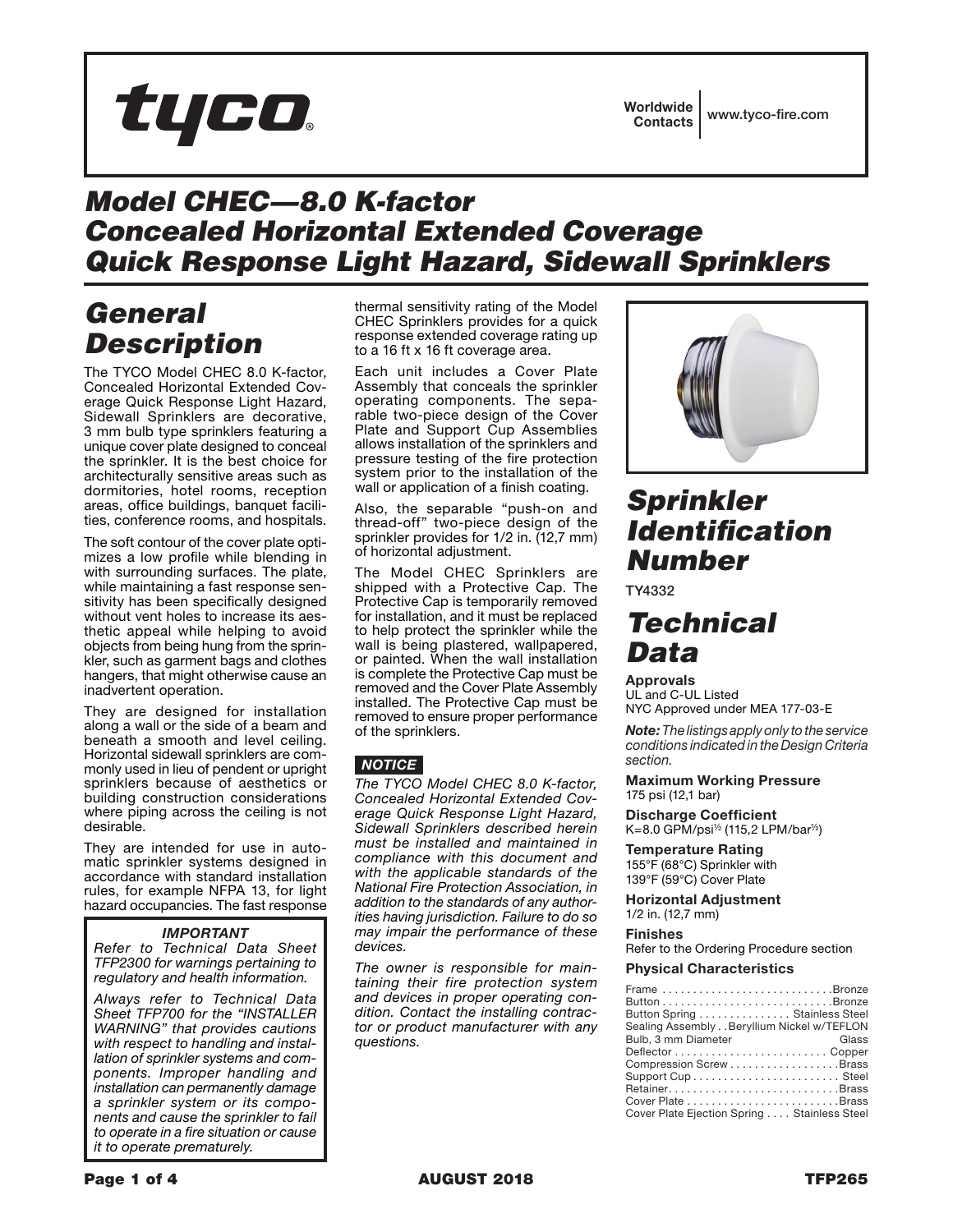# tyco

Worldwide Contacts | www.tyco-fire.com

# Model CHEC—8.0 K-factor Concealed Horizontal Extended Coverage Quick Response Light Hazard, Sidewall Sprinklers

## General Description

The TYCO Model CHEC 8.0 K-factor, Concealed Horizontal Extended Coverage Quick Response Light Hazard, Sidewall Sprinklers are decorative, 3 mm bulb type sprinklers featuring a unique cover plate designed to conceal the sprinkler. It is the best choice for architecturally sensitive areas such as dormitories, hotel rooms, reception areas, office buildings, banquet facilities, conference rooms, and hospitals.

The soft contour of the cover plate optimizes a low profile while blending in with surrounding surfaces. The plate, while maintaining a fast response sensitivity has been specifically designed without vent holes to increase its aesthetic appeal while helping to avoid objects from being hung from the sprinkler, such as garment bags and clothes hangers, that might otherwise cause an inadvertent operation.

They are designed for installation along a wall or the side of a beam and beneath a smooth and level ceiling. Horizontal sidewall sprinklers are commonly used in lieu of pendent or upright sprinklers because of aesthetics or building construction considerations where piping across the ceiling is not desirable.

They are intended for use in automatic sprinkler systems designed in accordance with standard installation rules, for example NFPA 13, for light hazard occupancies. The fast response thermal sensitivity rating of the Model CHEC Sprinklers provides for a quick response extended coverage rating up to a 16 ft x 16 ft coverage area.

Each unit includes a Cover Plate Assembly that conceals the sprinkler operating components. The separable two-piece design of the Cover Plate and Support Cup Assemblies allows installation of the sprinklers and pressure testing of the fire protection system prior to the installation of the wall or application of a finish coating.

Also, the separable "push-on and thread-off" two-piece design of the sprinkler provides for 1/2 in. (12,7 mm) of horizontal adjustment.

The Model CHEC Sprinklers are shipped with a Protective Cap. The Protective Cap is temporarily removed for installation, and it must be replaced to help protect the sprinkler while the wall is being plastered, wallpapered, or painted. When the wall installation is complete the Protective Cap must be removed and the Cover Plate Assembly installed. The Protective Cap must be removed to ensure proper performance of the sprinklers.

> ***IMPORTANT***
>
> *Refer to Technical Data Sheet TFP2300 for warnings pertaining to regulatory and health information.*
>
> *Always refer to Technical Data Sheet TFP700 for the "INSTALLER WARNING" that provides cautions with respect to handling and installation of sprinkler systems and components. Improper handling and installation can permanently damage a sprinkler system or its components and cause the sprinkler to fail to operate in a fire situation or cause it to operate prematurely.*

***NOTICE***

*The TYCO Model CHEC 8.0 K-factor, Concealed Horizontal Extended Coverage Quick Response Light Hazard, Sidewall Sprinklers described herein must be installed and maintained in compliance with this document and with the applicable standards of the National Fire Protection Association, in addition to the standards of any authorities having jurisdiction. Failure to do so may impair the performance of these devices.*

*The owner is responsible for maintaining their fire protection system and devices in proper operating condition. Contact the installing contractor or product manufacturer with any questions.*

## Sprinkler Identification Number

TY4332

## Technical Data

**Approvals**
UL and C-UL Listed
NYC Approved under MEA 177-03-E

***Note:*** *The listings apply only to the service conditions indicated in the Design Criteria section.*

**Maximum Working Pressure**
175 psi (12,1 bar)

**Discharge Coefficient**
K=8.0 GPM/psi$^{1/2}$ (115,2 LPM/bar$^{1/2}$)

**Temperature Rating**
155°F (68°C) Sprinkler with
139°F (59°C) Cover Plate

**Horizontal Adjustment**
1/2 in. (12,7 mm)

**Finishes**
Refer to the Ordering Procedure section

**Physical Characteristics**

| Component | Material |
|---|---|
| Frame | Bronze |
| Button | Bronze |
| Button Spring | Stainless Steel |
| Sealing Assembly | Beryllium Nickel w/TEFLON |
| Bulb, 3 mm Diameter | Glass |
| Deflector | Copper |
| Compression Screw | Brass |
| Support Cup | Steel |
| Retainer | Brass |
| Cover Plate | Brass |
| Cover Plate Ejection Spring | Stainless Steel |

AUGUST 2018 TFP265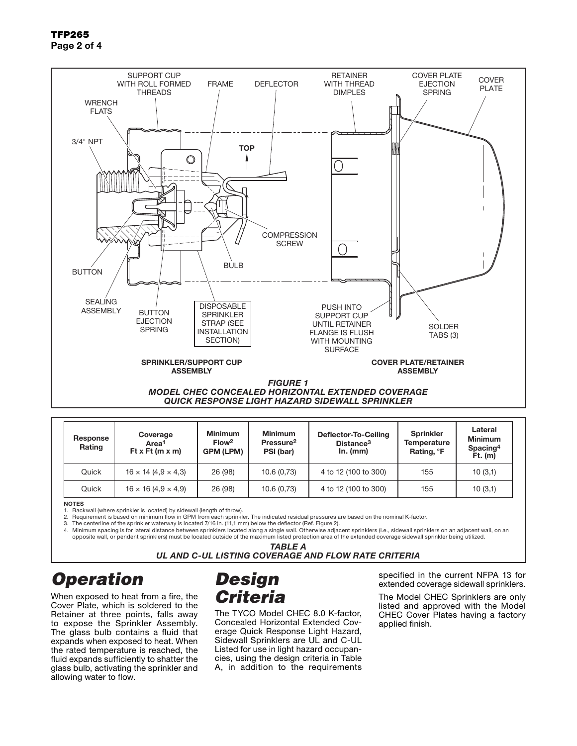SPRINKLER/SUPPORT CUP ASSEMBLY

COVER PLATE/RETAINER ASSEMBLY

SUPPORT CUP WITH ROLL FORMED THREADS | FRAME | DEFLECTOR | RETAINER WITH THREAD DIMPLES | COVER PLATE EJECTION SPRING | COVER PLATE | WRENCH FLATS | 3/4" NPT | TOP | COMPRESSION SCREW | BULB | BUTTON | SEALING ASSEMBLY | BUTTON EJECTION SPRING | DISPOSABLE SPRINKLER STRAP (SEE INSTALLATION SECTION) | PUSH INTO SUPPORT CUP UNTIL RETAINER FLANGE IS FLUSH WITH MOUNTING SURFACE | SOLDER TABS (3)

***FIGURE 1***
***MODEL CHEC CONCEALED HORIZONTAL EXTENDED COVERAGE QUICK RESPONSE LIGHT HAZARD SIDEWALL SPRINKLER***

| Response Rating | Coverage Area[1] Ft x Ft (m x m) | Minimum Flow[2] GPM (LPM) | Minimum Pressure[2] PSI (bar) | Deflector-To-Ceiling Distance[3] In. (mm) | Sprinkler Temperature Rating, °F | Lateral Minimum Spacing[4] Ft. (m) |
|---|---|---|---|---|---|---|
| Quick | 16 × 14 (4,9 × 4,3) | 26 (98) | 10.6 (0,73) | 4 to 12 (100 to 300) | 155 | 10 (3,1) |
| Quick | 16 × 16 (4,9 × 4,9) | 26 (98) | 10.6 (0,73) | 4 to 12 (100 to 300) | 155 | 10 (3,1) |

**NOTES**

1. Backwall (where sprinkler is located) by sidewall (length of throw).
2. Requirement is based on minimum flow in GPM from each sprinkler. The indicated residual pressures are based on the nominal K-factor.
3. The centerline of the sprinkler waterway is located 7/16 in. (11,1 mm) below the deflector (Ref. Figure 2).
4. Minimum spacing is for lateral distance between sprinklers located along a single wall. Otherwise adjacent sprinklers (i.e., sidewall sprinklers on an adjacent wall, on an opposite wall, or pendent sprinklers) must be located outside of the maximum listed protection area of the extended coverage sidewall sprinkler being utilized.

***TABLE A***
***UL AND C-UL LISTING COVERAGE AND FLOW RATE CRITERIA***

# *Operation*

When exposed to heat from a fire, the Cover Plate, which is soldered to the Retainer at three points, falls away to expose the Sprinkler Assembly. The glass bulb contains a fluid that expands when exposed to heat. When the rated temperature is reached, the fluid expands sufficiently to shatter the glass bulb, activating the sprinkler and allowing water to flow.

# *Design Criteria*

The TYCO Model CHEC 8.0 K-factor, Concealed Horizontal Extended Coverage Quick Response Light Hazard, Sidewall Sprinklers are UL and C-UL Listed for use in light hazard occupancies, using the design criteria in Table A, in addition to the requirements specified in the current NFPA 13 for extended coverage sidewall sprinklers.

The Model CHEC Sprinklers are only listed and approved with the Model CHEC Cover Plates having a factory applied finish.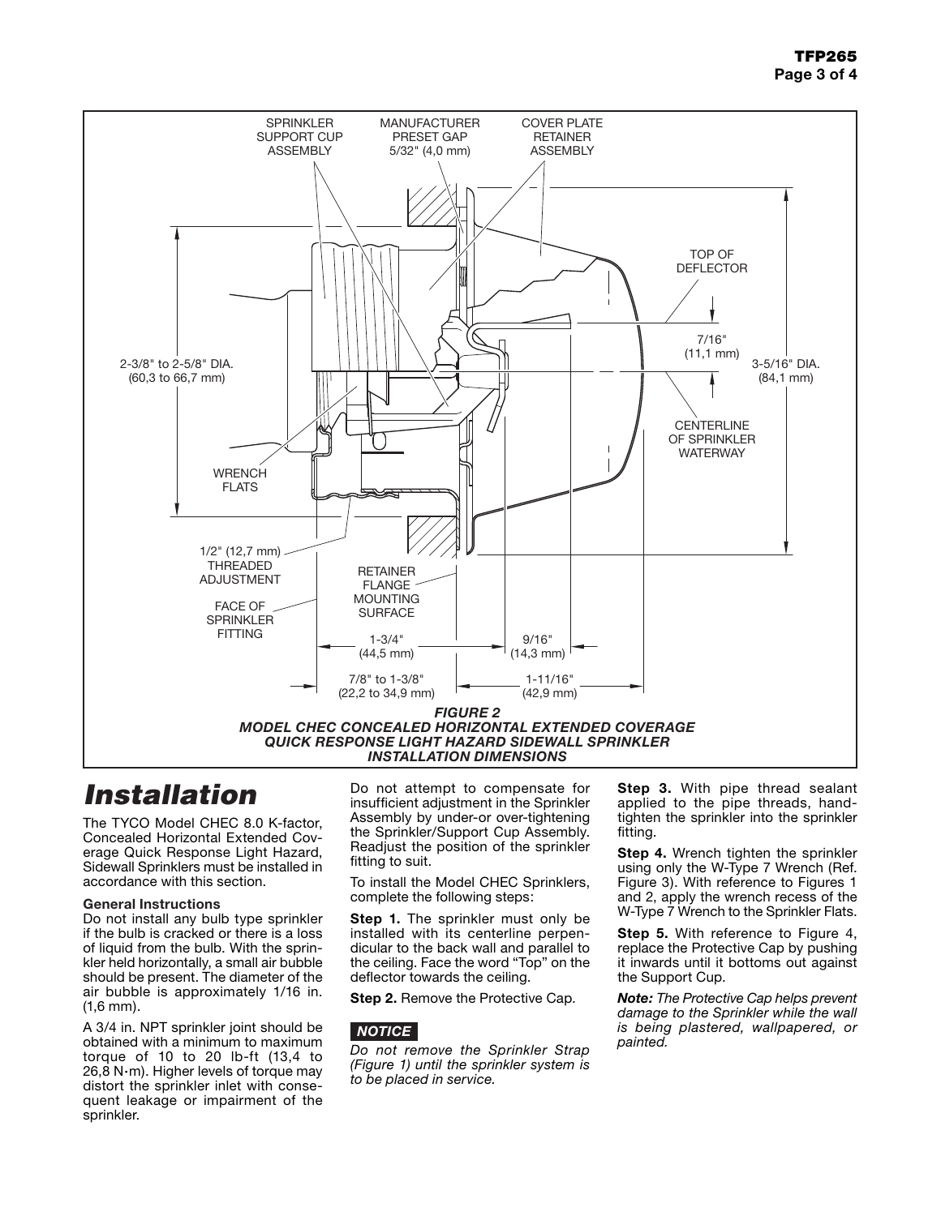FIGURE 2
MODEL CHEC CONCEALED HORIZONTAL EXTENDED COVERAGE QUICK RESPONSE LIGHT HAZARD SIDEWALL SPRINKLER INSTALLATION DIMENSIONS

# Installation

The TYCO Model CHEC 8.0 K-factor, Concealed Horizontal Extended Coverage Quick Response Light Hazard, Sidewall Sprinklers must be installed in accordance with this section.

**General Instructions**

Do not install any bulb type sprinkler if the bulb is cracked or there is a loss of liquid from the bulb. With the sprinkler held horizontally, a small air bubble should be present. The diameter of the air bubble is approximately 1/16 in. (1,6 mm).

A 3/4 in. NPT sprinkler joint should be obtained with a minimum to maximum torque of 10 to 20 lb-ft (13,4 to 26,8 N·m). Higher levels of torque may distort the sprinkler inlet with consequent leakage or impairment of the sprinkler.

Do not attempt to compensate for insufficient adjustment in the Sprinkler Assembly by under-or over-tightening the Sprinkler/Support Cup Assembly. Readjust the position of the sprinkler fitting to suit.

To install the Model CHEC Sprinklers, complete the following steps:

**Step 1.** The sprinkler must only be installed with its centerline perpendicular to the back wall and parallel to the ceiling. Face the word "Top" on the deflector towards the ceiling.

**Step 2.** Remove the Protective Cap.

***NOTICE***

*Do not remove the Sprinkler Strap (Figure 1) until the sprinkler system is to be placed in service.*

**Step 3.** With pipe thread sealant applied to the pipe threads, hand-tighten the sprinkler into the sprinkler fitting.

**Step 4.** Wrench tighten the sprinkler using only the W-Type 7 Wrench (Ref. Figure 3). With reference to Figures 1 and 2, apply the wrench recess of the W-Type 7 Wrench to the Sprinkler Flats.

**Step 5.** With reference to Figure 4, replace the Protective Cap by pushing it inwards until it bottoms out against the Support Cup.

***Note:*** *The Protective Cap helps prevent damage to the Sprinkler while the wall is being plastered, wallpapered, or painted.*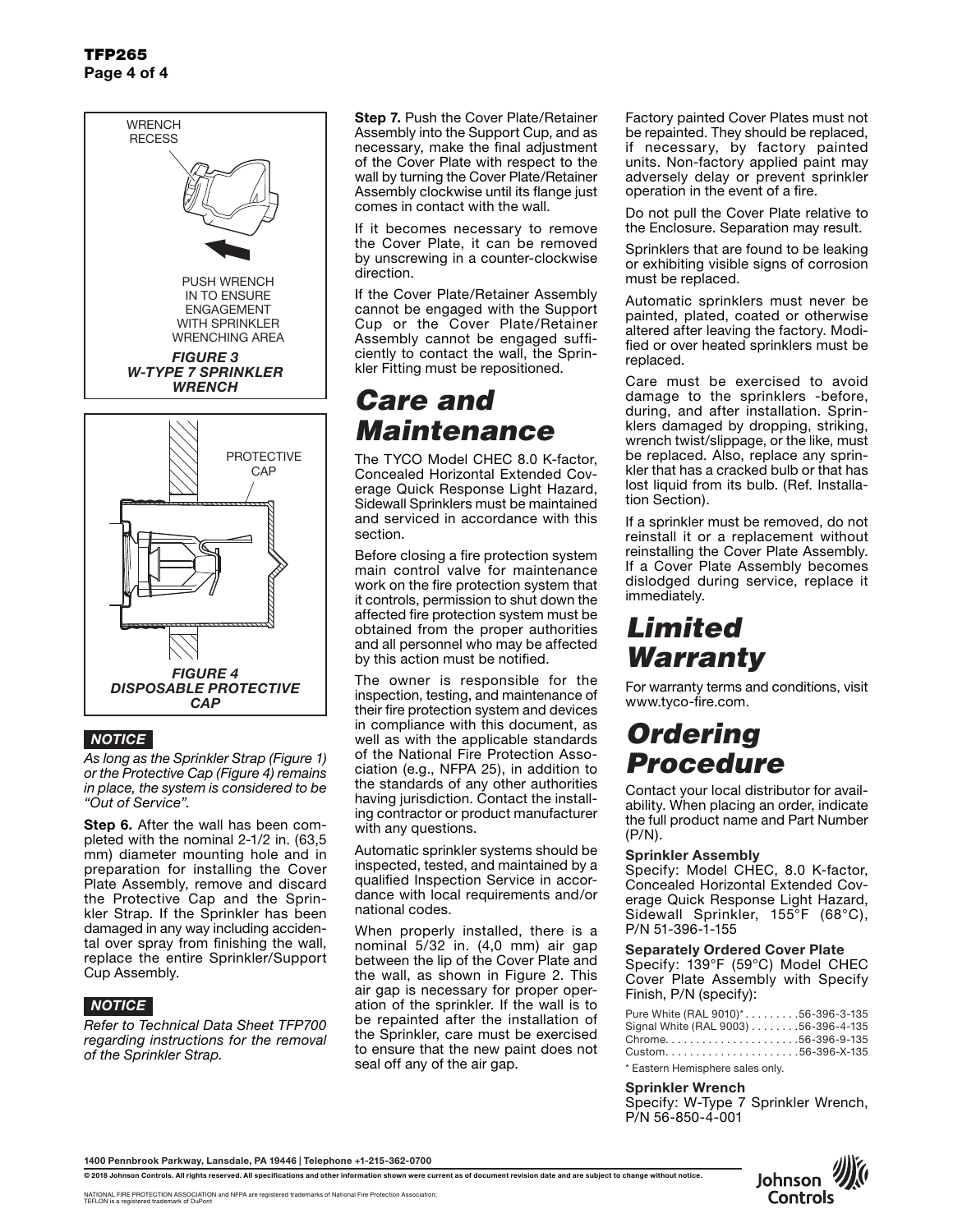WRENCH RECESS

PUSH WRENCH IN TO ENSURE ENGAGEMENT WITH SPRINKLER WRENCHING AREA

*FIGURE 3*
*W-TYPE 7 SPRINKLER WRENCH*

PROTECTIVE CAP

*FIGURE 4*
*DISPOSABLE PROTECTIVE CAP*

*NOTICE*

*As long as the Sprinkler Strap (Figure 1) or the Protective Cap (Figure 4) remains in place, the system is considered to be "Out of Service".*

**Step 6.** After the wall has been completed with the nominal 2-1/2 in. (63,5 mm) diameter mounting hole and in preparation for installing the Cover Plate Assembly, remove and discard the Protective Cap and the Sprinkler Strap. If the Sprinkler has been damaged in any way including accidental over spray from finishing the wall, replace the entire Sprinkler/Support Cup Assembly.

*NOTICE*

*Refer to Technical Data Sheet TFP700 regarding instructions for the removal of the Sprinkler Strap.*

**Step 7.** Push the Cover Plate/Retainer Assembly into the Support Cup, and as necessary, make the final adjustment of the Cover Plate with respect to the wall by turning the Cover Plate/Retainer Assembly clockwise until its flange just comes in contact with the wall.

If it becomes necessary to remove the Cover Plate, it can be removed by unscrewing in a counter-clockwise direction.

If the Cover Plate/Retainer Assembly cannot be engaged with the Support Cup or the Cover Plate/Retainer Assembly cannot be engaged sufficiently to contact the wall, the Sprinkler Fitting must be repositioned.

# Care and Maintenance

The TYCO Model CHEC 8.0 K-factor, Concealed Horizontal Extended Coverage Quick Response Light Hazard, Sidewall Sprinklers must be maintained and serviced in accordance with this section.

Before closing a fire protection system main control valve for maintenance work on the fire protection system that it controls, permission to shut down the affected fire protection system must be obtained from the proper authorities and all personnel who may be affected by this action must be notified.

The owner is responsible for the inspection, testing, and maintenance of their fire protection system and devices in compliance with this document, as well as with the applicable standards of the National Fire Protection Association (e.g., NFPA 25), in addition to the standards of any other authorities having jurisdiction. Contact the installing contractor or product manufacturer with any questions.

Automatic sprinkler systems should be inspected, tested, and maintained by a qualified Inspection Service in accordance with local requirements and/or national codes.

When properly installed, there is a nominal 5/32 in. (4,0 mm) air gap between the lip of the Cover Plate and the wall, as shown in Figure 2. This air gap is necessary for proper operation of the sprinkler. If the wall is to be repainted after the installation of the Sprinkler, care must be exercised to ensure that the new paint does not seal off any of the air gap.

Factory painted Cover Plates must not be repainted. They should be replaced, if necessary, by factory painted units. Non-factory applied paint may adversely delay or prevent sprinkler operation in the event of a fire.

Do not pull the Cover Plate relative to the Enclosure. Separation may result.

Sprinklers that are found to be leaking or exhibiting visible signs of corrosion must be replaced.

Automatic sprinklers must never be painted, plated, coated or otherwise altered after leaving the factory. Modified or over heated sprinklers must be replaced.

Care must be exercised to avoid damage to the sprinklers -before, during, and after installation. Sprinklers damaged by dropping, striking, wrench twist/slippage, or the like, must be replaced. Also, replace any sprinkler that has a cracked bulb or that has lost liquid from its bulb. (Ref. Installation Section).

If a sprinkler must be removed, do not reinstall it or a replacement without reinstalling the Cover Plate Assembly. If a Cover Plate Assembly becomes dislodged during service, replace it immediately.

# Limited Warranty

For warranty terms and conditions, visit www.tyco-fire.com.

# Ordering Procedure

Contact your local distributor for availability. When placing an order, indicate the full product name and Part Number (P/N).

**Sprinkler Assembly**
Specify: Model CHEC, 8.0 K-factor, Concealed Horizontal Extended Coverage Quick Response Light Hazard, Sidewall Sprinkler, 155°F (68°C), P/N 51-396-1-155

**Separately Ordered Cover Plate**
Specify: 139°F (59°C) Model CHEC Cover Plate Assembly with Specify Finish, P/N (specify):

Pure White (RAL 9010)* . . . . . . . . . 56-396-3-135
Signal White (RAL 9003) . . . . . . . . 56-396-4-135
Chrome. . . . . . . . . . . . . . . . . . . . . 56-396-9-135
Custom. . . . . . . . . . . . . . . . . . . . . 56-396-X-135

\* Eastern Hemisphere sales only.

**Sprinkler Wrench**
Specify: W-Type 7 Sprinkler Wrench, P/N 56-850-4-001

1400 Pennbrook Parkway, Lansdale, PA 19446 | Telephone +1-215-362-0700

© 2018 Johnson Controls. All rights reserved. All specifications and other information shown were current as of document revision date and are subject to change without notice.

NATIONAL FIRE PROTECTION ASSOCIATION and NFPA are registered trademarks of National Fire Protection Association; TEFLON is a registered trademark of DuPont